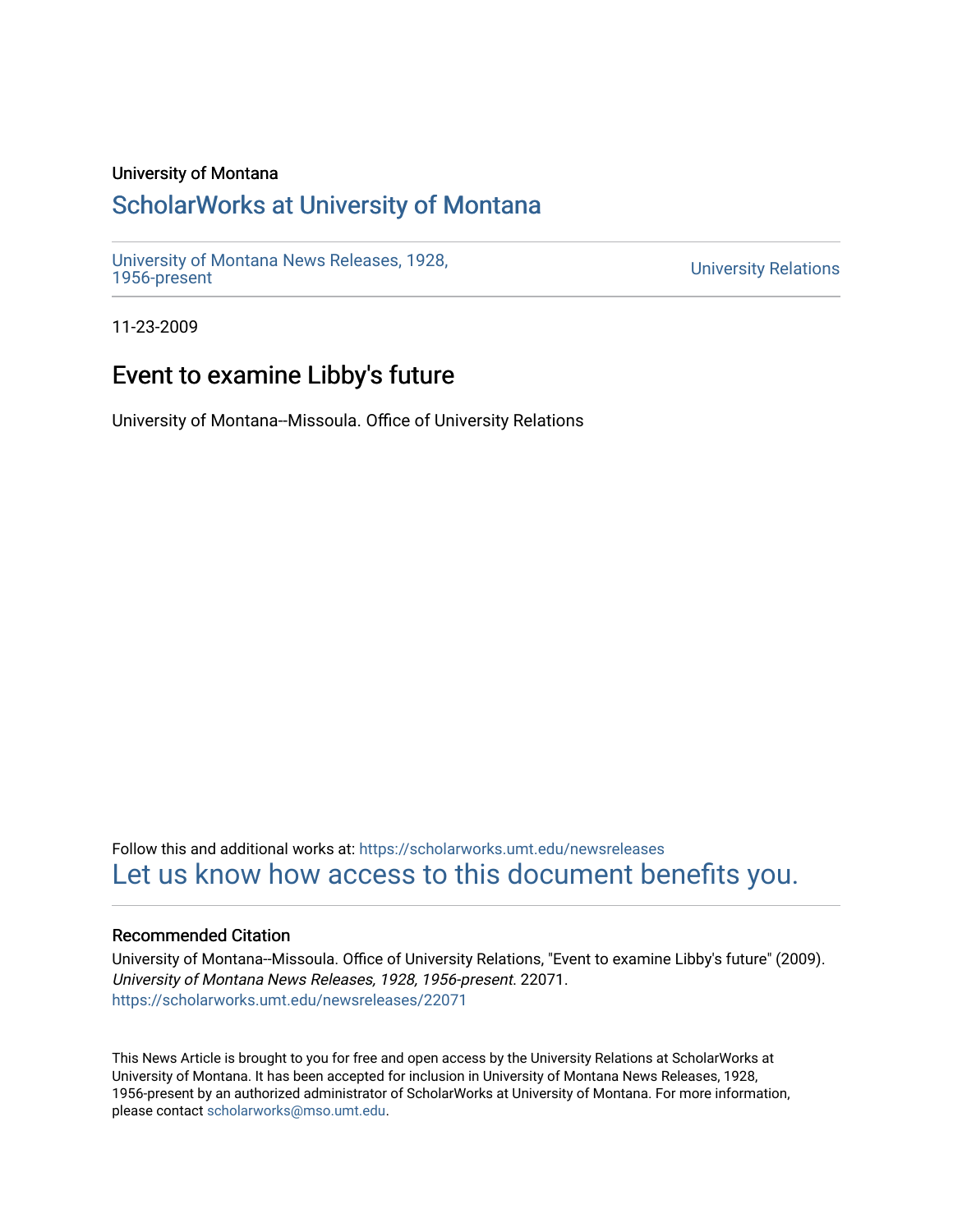University of Montana

# ScholarWorks at University of Montana

University of Montana News Releases, 1928, 1956-present

University Relations

11-23-2009

## Event to examine Libby's future

University of Montana--Missoula. Office of University Relations

Follow this and additional works at: https://scholarworks.umt.edu/newsreleases

Let us know how access to this document benefits you.

### Recommended Citation

University of Montana--Missoula. Office of University Relations, "Event to examine Libby's future" (2009). *University of Montana News Releases, 1928, 1956-present*. 22071.
https://scholarworks.umt.edu/newsreleases/22071

This News Article is brought to you for free and open access by the University Relations at ScholarWorks at University of Montana. It has been accepted for inclusion in University of Montana News Releases, 1928, 1956-present by an authorized administrator of ScholarWorks at University of Montana. For more information, please contact scholarworks@mso.umt.edu.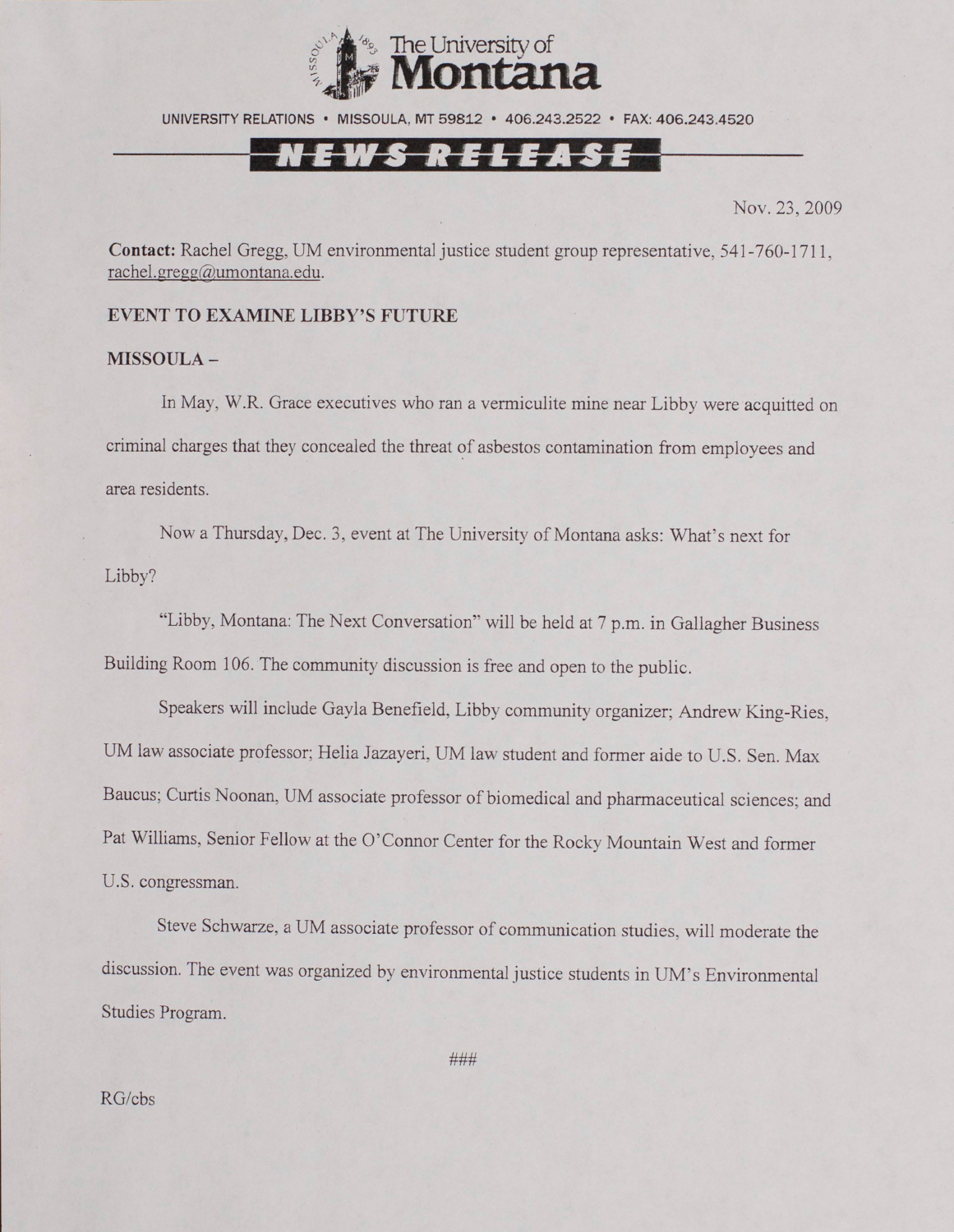The University of Montana

UNIVERSITY RELATIONS • MISSOULA, MT 59812 • 406.243.2522 • FAX: 406.243.4520

NEWS RELEASE

Nov. 23, 2009

**Contact:** Rachel Gregg, UM environmental justice student group representative, 541-760-1711, rachel.gregg@umontana.edu.

**EVENT TO EXAMINE LIBBY'S FUTURE**

**MISSOULA –**

In May, W.R. Grace executives who ran a vermiculite mine near Libby were acquitted on criminal charges that they concealed the threat of asbestos contamination from employees and area residents.

Now a Thursday, Dec. 3, event at The University of Montana asks: What's next for Libby?

"Libby, Montana: The Next Conversation" will be held at 7 p.m. in Gallagher Business Building Room 106. The community discussion is free and open to the public.

Speakers will include Gayla Benefield, Libby community organizer; Andrew King-Ries, UM law associate professor; Helia Jazayeri, UM law student and former aide to U.S. Sen. Max Baucus; Curtis Noonan, UM associate professor of biomedical and pharmaceutical sciences; and Pat Williams, Senior Fellow at the O'Connor Center for the Rocky Mountain West and former U.S. congressman.

Steve Schwarze, a UM associate professor of communication studies, will moderate the discussion. The event was organized by environmental justice students in UM's Environmental Studies Program.

###

RG/cbs